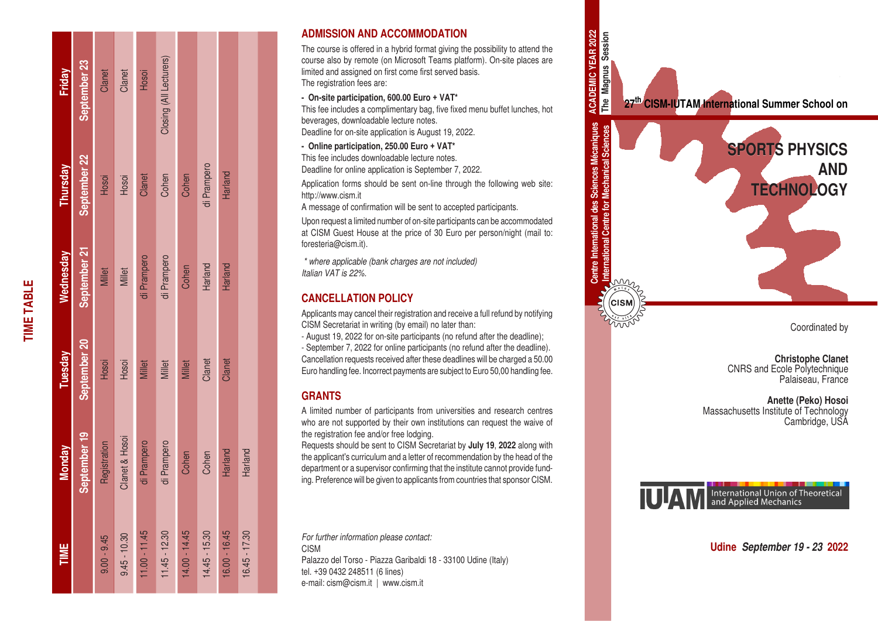## TIME TABLE

| TIME | Monday September 19 | Tuesday September 20 | Wednesday September 21 | Thursday September 22 | Friday September 23 |
|---|---|---|---|---|---|
| 9.00 - 9.45 | Registration | Hosoi | Millet | Hosoi | Clanet |
| 9.45 - 10.30 | Clanet & Hosoi | Hosoi | Millet | Hosoi | Clanet |
| 11.00 - 11.45 | di Prampero | Millet | di Prampero | Clanet | Hosoi |
| 11.45 - 12.30 | di Prampero | Millet | di Prampero | Cohen | Closing (All Lecturers) |
| 14.00 - 14.45 | Cohen | Millet | Cohen | Cohen | |
| 14.45 - 15.30 | Cohen | Clanet | Harland | di Prampero | |
| 16.00 - 16.45 | Harland | Clanet | Harland | Harland | |
| 16.45 - 17.30 | Harland | | | | |

## ADMISSION AND ACCOMMODATION

The course is offered in a hybrid format giving the possibility to attend the course also by remote (on Microsoft Teams platform). On-site places are limited and assigned on first come first served basis.
The registration fees are:

**- On-site participation, 600.00 Euro + VAT***
This fee includes a complimentary bag, five fixed menu buffet lunches, hot beverages, downloadable lecture notes.
Deadline for on-site application is August 19, 2022.

**- Online participation, 250.00 Euro + VAT***
This fee includes downloadable lecture notes.
Deadline for online application is September 7, 2022.

Application forms should be sent on-line through the following web site: http://www.cism.it
A message of confirmation will be sent to accepted participants.

Upon request a limited number of on-site participants can be accommodated at CISM Guest House at the price of 30 Euro per person/night (mail to: foresteria@cism.it).

*\* where applicable (bank charges are not included)*
*Italian VAT is 22%.*

## CANCELLATION POLICY

Applicants may cancel their registration and receive a full refund by notifying CISM Secretariat in writing (by email) no later than:
- August 19, 2022 for on-site participants (no refund after the deadline);
- September 7, 2022 for online participants (no refund after the deadline).
Cancellation requests received after these deadlines will be charged a 50.00 Euro handling fee. Incorrect payments are subject to Euro 50,00 handling fee.

## GRANTS

A limited number of participants from universities and research centres who are not supported by their own institutions can request the waive of the registration fee and/or free lodging.
Requests should be sent to CISM Secretariat by **July 19, 2022** along with the applicant's curriculum and a letter of recommendation by the head of the department or a supervisor confirming that the institute cannot provide funding. Preference will be given to applicants from countries that sponsor CISM.

*For further information please contact:*
CISM
Palazzo del Torso - Piazza Garibaldi 18 - 33100 Udine (Italy)
tel. +39 0432 248511 (6 lines)
e-mail: cism@cism.it | www.cism.it

---

Centre International des Sciences Mécaniques
International Centre for Mechanical Sciences

ACADEMIC YEAR 2022
The Magnus Session

**27th CISM-IUTAM International Summer School on**

# SPORTS PHYSICS AND TECHNOLOGY

Coordinated by

**Christophe Clanet**
CNRS and Ecole Polytechnique
Palaiseau, France

**Anette (Peko) Hosoi**
Massachusetts Institute of Technology
Cambridge, USA

IUTAM International Union of Theoretical and Applied Mechanics

**Udine *September 19 - 23* 2022**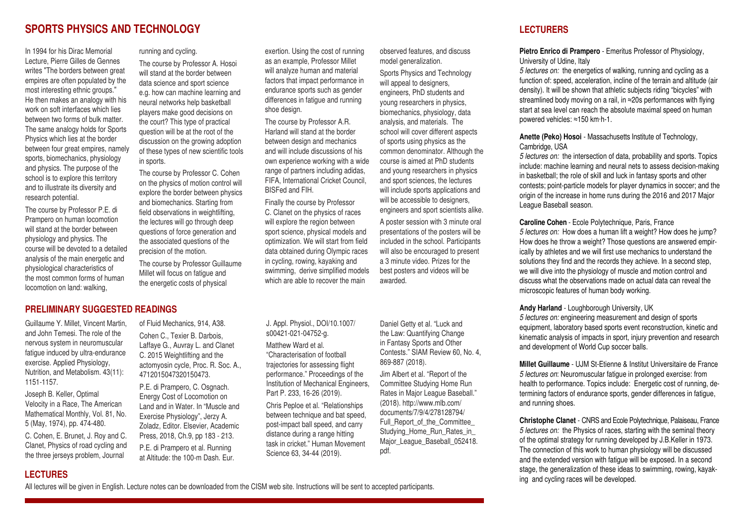## SPORTS PHYSICS AND TECHNOLOGY

In 1994 for his Dirac Memorial Lecture, Pierre Gilles de Gennes writes "The borders between great empires are often populated by the most interesting ethnic groups." He then makes an analogy with his work on soft interfaces which lies between two forms of bulk matter. The same analogy holds for Sports Physics which lies at the border between four great empires, namely sports, biomechanics, physiology and physics. The purpose of the school is to explore this territory and to illustrate its diversity and research potential.

The course by Professor P.E. di Prampero on human locomotion will stand at the border between physiology and physics. The course will be devoted to a detailed analysis of the main energetic and physiological characteristics of the most common forms of human locomotion on land: walking, running and cycling.

The course by Professor A. Hosoi will stand at the border between data science and sport science e.g. how can machine learning and neural networks help basketball players make good decisions on the court? This type of practical question will be at the root of the discussion on the growing adoption of these types of new scientific tools in sports.

The course by Professor C. Cohen on the physics of motion control will explore the border between physics and biomechanics. Starting from field observations in weightlifting, the lectures will go through deep questions of force generation and the associated questions of the precision of the motion.

The course by Professor Guillaume Millet will focus on fatigue and the energetic costs of physical exertion. Using the cost of running as an example, Professor Millet will analyze human and material factors that impact performance in endurance sports such as gender differences in fatigue and running shoe design.

The course by Professor A.R. Harland will stand at the border between design and mechanics and will include discussions of his own experience working with a wide range of partners including adidas, FIFA, International Cricket Council, BISFed and FIH.

Finally the course by Professor C. Clanet on the physics of races will explore the region between sport science, physical models and optimization. We will start from field data obtained during Olympic races in cycling, rowing, kayaking and swimming, derive simplified models which are able to recover the main observed features, and discuss model generalization.

Sports Physics and Technology will appeal to designers, engineers, PhD students and young researchers in physics, biomechanics, physiology, data analysis, and materials. The school will cover different aspects of sports using physics as the common denominator. Although the course is aimed at PhD students and young researchers in physics and sport sciences, the lectures will include sports applications and will be accessible to designers, engineers and sport scientists alike.

A poster session with 3 minute oral presentations of the posters will be included in the school. Participants will also be encouraged to present a 3 minute video. Prizes for the best posters and videos will be awarded.

## PRELIMINARY SUGGESTED READINGS

Guillaume Y. Millet, Vincent Martin, and John Temesi. The role of the nervous system in neuromuscular fatigue induced by ultra-endurance exercise. Applied Physiology, Nutrition, and Metabolism. 43(11): 1151-1157.

Joseph B. Keller, Optimal Velocity in a Race, The American Mathematical Monthly, Vol. 81, No. 5 (May, 1974), pp. 474-480.

C. Cohen, E. Brunet, J. Roy and C. Clanet, Physics of road cycling and the three jerseys problem, Journal of Fluid Mechanics, 914, A38.

Cohen C., Texier B. Darbois, Laffaye G., Auvray L. and Clanet C. 2015 Weightlifting and the actomyosin cycle, Proc. R. Soc. A., 4712015047320150473.

P.E. di Prampero, C. Osgnach. Energy Cost of Locomotion on Land and in Water. In "Muscle and Exercise Physiology", Jerzy A. Zoladz, Editor. Elsevier, Academic Press, 2018, Ch.9, pp 183 - 213.

P.E. di Prampero et al. Running at Altitude: the 100-m Dash. Eur. J. Appl. Physiol., DOI/10.1007/s00421-021-04752-g.

Matthew Ward et al. "Characterisation of football trajectories for assessing flight performance." Proceedings of the Institution of Mechanical Engineers, Part P. 233, 16-26 (2019).

Chris Peploe et al. "Relationships between technique and bat speed, post-impact ball speed, and carry distance during a range hitting task in cricket." Human Movement Science 63, 34-44 (2019).

Daniel Getty et al. "Luck and the Law: Quantifying Change in Fantasy Sports and Other Contests." SIAM Review 60, No. 4, 869-887 (2018).

Jim Albert et al. "Report of the Committee Studying Home Run Rates in Major League Baseball." (2018). http://www.mlb.com/documents/7/9/4/278128794/Full_Report_of_the_Committee_Studying_Home_Run_Rates_in_Major_League_Baseball_052418.pdf.

## LECTURES

All lectures will be given in English. Lecture notes can be downloaded from the CISM web site. Instructions will be sent to accepted participants.

## LECTURERS

**Pietro Enrico di Prampero** - Emeritus Professor of Physiology, University of Udine, Italy
*5 lectures on:* the energetics of walking, running and cycling as a function of: speed, acceleration, incline of the terrain and altitude (air density). It will be shown that athletic subjects riding "bicycles" with streamlined body moving on a rail, in ≈20s performances with flying start at sea level can reach the absolute maximal speed on human powered vehicles: ≈150 $km \cdot h^{-1}$.

**Anette (Peko) Hosoi** - Massachusetts Institute of Technology, Cambridge, USA
*5 lectures on:* the intersection of data, probability and sports. Topics include: machine learning and neural nets to assess decision-making in basketball; the role of skill and luck in fantasy sports and other contests; point-particle models for player dynamics in soccer; and the origin of the increase in home runs during the 2016 and 2017 Major League Baseball season.

**Caroline Cohen** - Ecole Polytechnique, Paris, France
*5 lectures on:* How does a human lift a weight? How does he jump? How does he throw a weight? Those questions are answered empirically by athletes and we will first use mechanics to understand the solutions they find and the records they achieve. In a second step, we will dive into the physiology of muscle and motion control and discuss what the observations made on actual data can reveal the microscopic features of human body working.

**Andy Harland** - Loughborough University, UK
*5 lectures on:* engineering measurement and design of sports equipment, laboratory based sports event reconstruction, kinetic and kinematic analysis of impacts in sport, injury prevention and research and development of World Cup soccer balls.

**Millet Guillaume** - UJM St-Etienne & Institut Universitaire de France
*5 lectures on*: Neuromuscular fatigue in prolonged exercise: from health to performance. Topics include: Energetic cost of running, determining factors of endurance sports, gender differences in fatigue, and running shoes.

**Christophe Clanet** - CNRS and Ecole Polytechnique, Palaiseau, France
*5 lectures on:* the Physics of races, starting with the seminal theory of the optimal strategy for running developed by J.B.Keller in 1973. The connection of this work to human physiology will be discussed and the extended version with fatigue will be exposed. In a second stage, the generalization of these ideas to swimming, rowing, kayaking and cycling races will be developed.